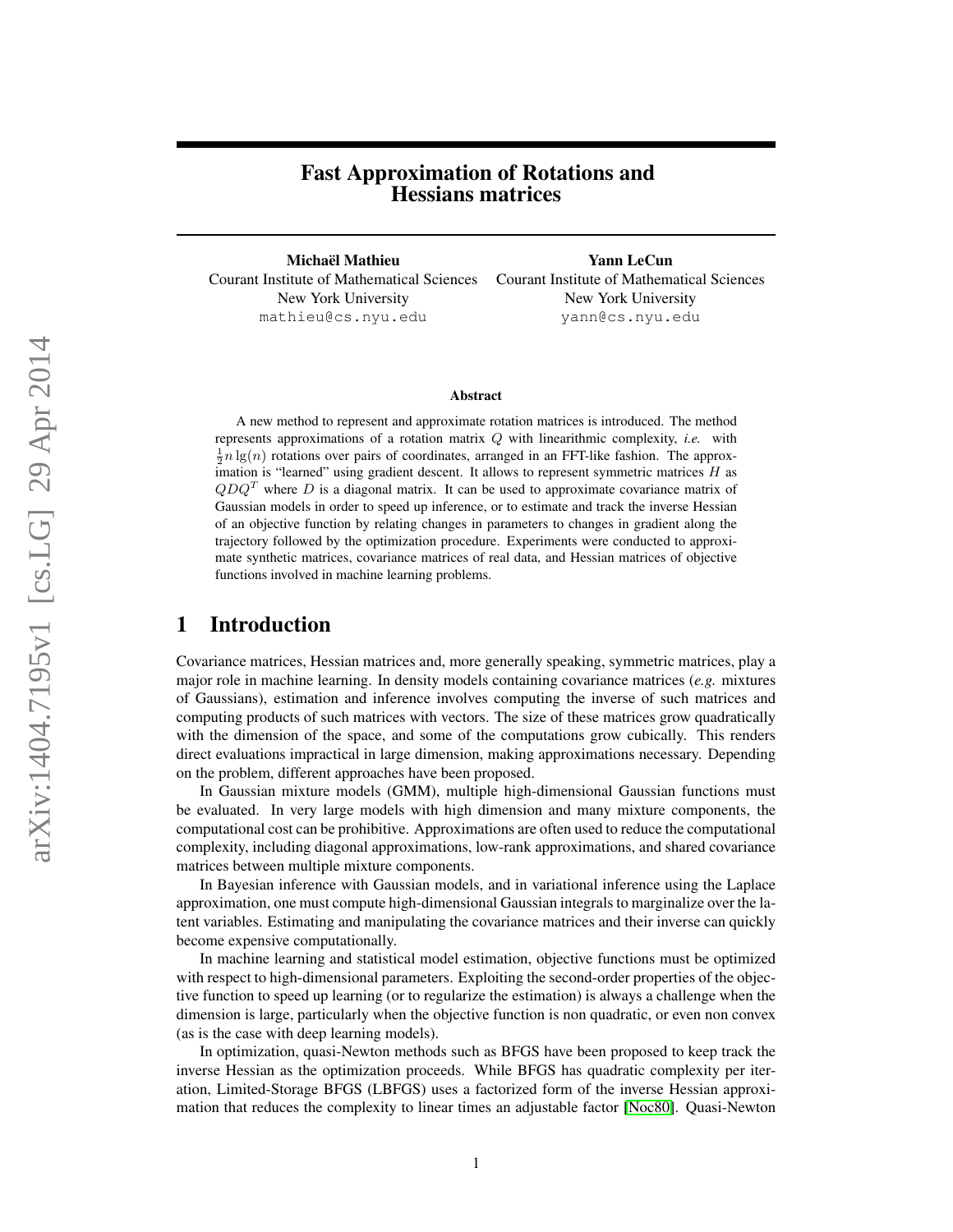# Fast Approximation of Rotations and Hessians matrices

**Michaël Mathieu**
Courant Institute of Mathematical Sciences
New York University
mathieu@cs.nyu.edu

**Yann LeCun**
Courant Institute of Mathematical Sciences
New York University
yann@cs.nyu.edu

## Abstract

A new method to represent and approximate rotation matrices is introduced. The method represents approximations of a rotation matrix $Q$ with linearithmic complexity, *i.e.* with $\frac{1}{2}n\lg(n)$ rotations over pairs of coordinates, arranged in an FFT-like fashion. The approximation is "learned" using gradient descent. It allows to represent symmetric matrices $H$ as $QDQ^T$ where $D$ is a diagonal matrix. It can be used to approximate covariance matrix of Gaussian models in order to speed up inference, or to estimate and track the inverse Hessian of an objective function by relating changes in parameters to changes in gradient along the trajectory followed by the optimization procedure. Experiments were conducted to approximate synthetic matrices, covariance matrices of real data, and Hessian matrices of objective functions involved in machine learning problems.

# 1 Introduction

Covariance matrices, Hessian matrices and, more generally speaking, symmetric matrices, play a major role in machine learning. In density models containing covariance matrices (*e.g.* mixtures of Gaussians), estimation and inference involves computing the inverse of such matrices and computing products of such matrices with vectors. The size of these matrices grow quadratically with the dimension of the space, and some of the computations grow cubically. This renders direct evaluations impractical in large dimension, making approximations necessary. Depending on the problem, different approaches have been proposed.

In Gaussian mixture models (GMM), multiple high-dimensional Gaussian functions must be evaluated. In very large models with high dimension and many mixture components, the computational cost can be prohibitive. Approximations are often used to reduce the computational complexity, including diagonal approximations, low-rank approximations, and shared covariance matrices between multiple mixture components.

In Bayesian inference with Gaussian models, and in variational inference using the Laplace approximation, one must compute high-dimensional Gaussian integrals to marginalize over the latent variables. Estimating and manipulating the covariance matrices and their inverse can quickly become expensive computationally.

In machine learning and statistical model estimation, objective functions must be optimized with respect to high-dimensional parameters. Exploiting the second-order properties of the objective function to speed up learning (or to regularize the estimation) is always a challenge when the dimension is large, particularly when the objective function is non quadratic, or even non convex (as is the case with deep learning models).

In optimization, quasi-Newton methods such as BFGS have been proposed to keep track the inverse Hessian as the optimization proceeds. While BFGS has quadratic complexity per iteration, Limited-Storage BFGS (LBFGS) uses a factorized form of the inverse Hessian approximation that reduces the complexity to linear times an adjustable factor [Noc80]. Quasi-Newton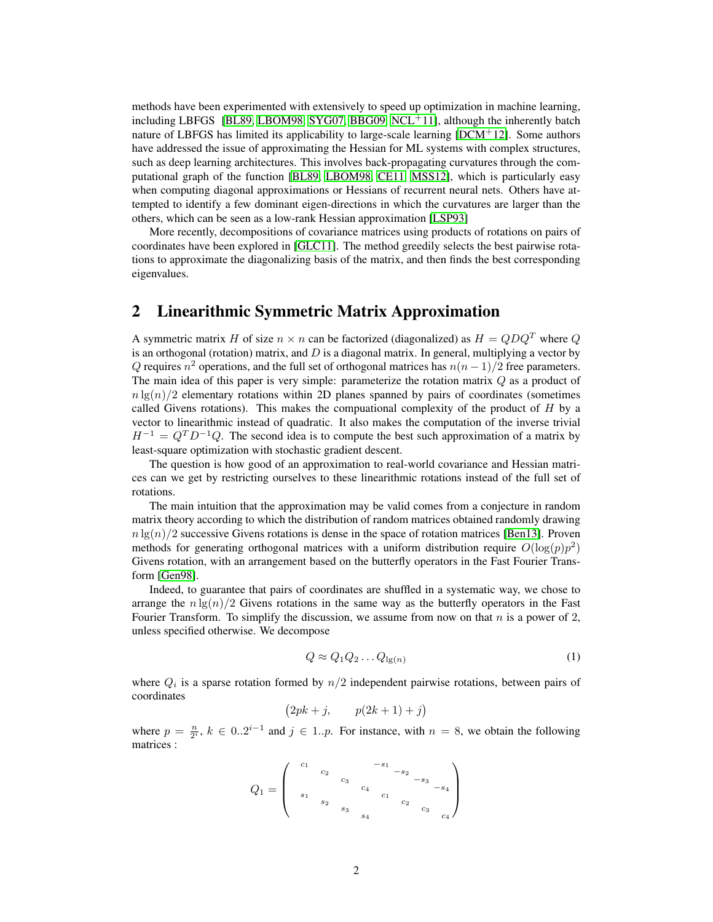methods have been experimented with extensively to speed up optimization in machine learning, including LBFGS [BL89, LBOM98, SYG07, BBG09, NCL+11], although the inherently batch nature of LBFGS has limited its applicability to large-scale learning [DCM+12]. Some authors have addressed the issue of approximating the Hessian for ML systems with complex structures, such as deep learning architectures. This involves back-propagating curvatures through the computational graph of the function [BL89, LBOM98, CE11, MSS12], which is particularly easy when computing diagonal approximations or Hessians of recurrent neural nets. Others have attempted to identify a few dominant eigen-directions in which the curvatures are larger than the others, which can be seen as a low-rank Hessian approximation [LSP93]

More recently, decompositions of covariance matrices using products of rotations on pairs of coordinates have been explored in [GLC11]. The method greedily selects the best pairwise rotations to approximate the diagonalizing basis of the matrix, and then finds the best corresponding eigenvalues.

## 2 Linearithmic Symmetric Matrix Approximation

A symmetric matrix $H$ of size $n \times n$ can be factorized (diagonalized) as $H = QDQ^T$ where $Q$ is an orthogonal (rotation) matrix, and $D$ is a diagonal matrix. In general, multiplying a vector by $Q$ requires $n^2$ operations, and the full set of orthogonal matrices has $n(n-1)/2$ free parameters. The main idea of this paper is very simple: parameterize the rotation matrix $Q$ as a product of $n \lg(n)/2$ elementary rotations within 2D planes spanned by pairs of coordinates (sometimes called Givens rotations). This makes the compuational complexity of the product of $H$ by a vector to linearithmic instead of quadratic. It also makes the computation of the inverse trivial $H^{-1} = Q^T D^{-1} Q$. The second idea is to compute the best such approximation of a matrix by least-square optimization with stochastic gradient descent.

The question is how good of an approximation to real-world covariance and Hessian matrices can we get by restricting ourselves to these linearithmic rotations instead of the full set of rotations.

The main intuition that the approximation may be valid comes from a conjecture in random matrix theory according to which the distribution of random matrices obtained randomly drawing $n \lg(n)/2$ successive Givens rotations is dense in the space of rotation matrices [Ben13]. Proven methods for generating orthogonal matrices with a uniform distribution require $O(\log(p)p^2)$ Givens rotation, with an arrangement based on the butterfly operators in the Fast Fourier Transform [Gen98].

Indeed, to guarantee that pairs of coordinates are shuffled in a systematic way, we chose to arrange the $n \lg(n)/2$ Givens rotations in the same way as the butterfly operators in the Fast Fourier Transform. To simplify the discussion, we assume from now on that $n$ is a power of 2, unless specified otherwise. We decompose

$$Q \approx Q_1 Q_2 \dots Q_{\lg(n)} \tag{1}$$

where $Q_i$ is a sparse rotation formed by $n/2$ independent pairwise rotations, between pairs of coordinates

$$\big(2pk + j, \qquad p(2k+1) + j\big)$$

where $p = \frac{n}{2^i}$, $k \in 0..2^{i-1}$ and $j \in 1..p$. For instance, with $n = 8$, we obtain the following matrices :

$$Q_1 = \begin{pmatrix} c_1 & & & & -s_1 & & & \\ & c_2 & & & & -s_2 & & \\ & & c_3 & & & & -s_3 & \\ & & & c_4 & & & & -s_4 \\ s_1 & & & & c_1 & & & \\ & s_2 & & & & c_2 & & \\ & & s_3 & & & & c_3 & \\ & & & s_4 & & & & c_4 \end{pmatrix}$$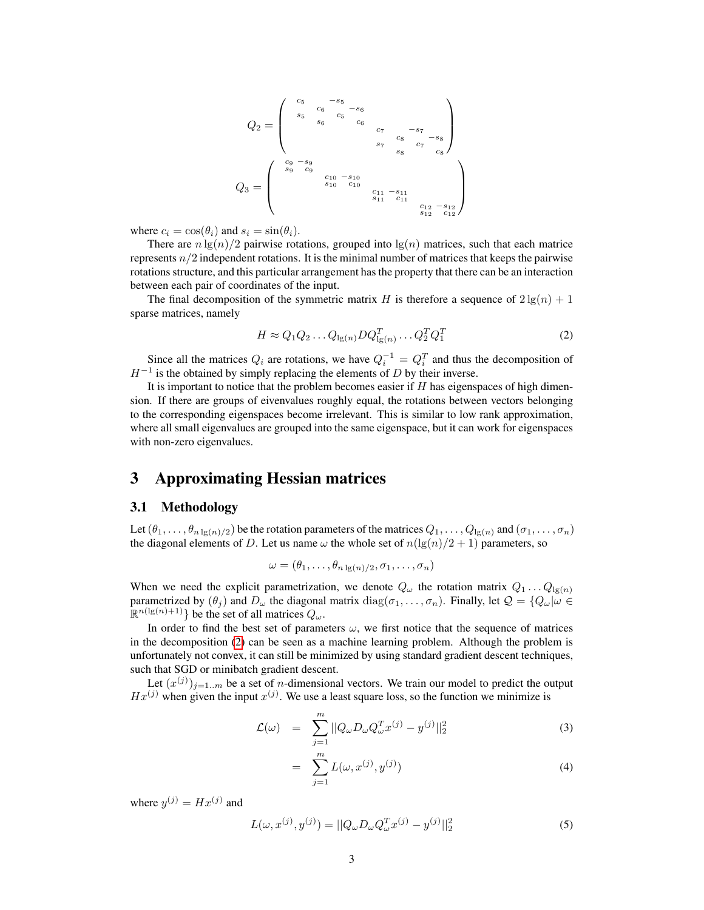$$
Q_2 = \begin{pmatrix}
c_5 & & -s_5 & & & & & \\
& c_6 & & -s_6 & & & & \\
s_5 & & c_5 & & & & & \\
& s_6 & & c_6 & & & & \\
& & & & c_7 & & -s_7 & \\
& & & & & c_8 & & -s_8 \\
& & & & s_7 & & c_7 & \\
& & & & & s_8 & & c_8
\end{pmatrix}
$$

$$
Q_3 = \begin{pmatrix}
c_9 & -s_9 & & & & & & \\
s_9 & c_9 & & & & & & \\
& & c_{10} & -s_{10} & & & & \\
& & s_{10} & c_{10} & & & & \\
& & & & c_{11} & -s_{11} & & \\
& & & & s_{11} & c_{11} & & \\
& & & & & & c_{12} & -s_{12} \\
& & & & & & s_{12} & c_{12}
\end{pmatrix}
$$

where $c_i = \cos(\theta_i)$ and $s_i = \sin(\theta_i)$.

There are $n\lg(n)/2$ pairwise rotations, grouped into $\lg(n)$ matrices, such that each matrice represents $n/2$ independent rotations. It is the minimal number of matrices that keeps the pairwise rotations structure, and this particular arrangement has the property that there can be an interaction between each pair of coordinates of the input.

The final decomposition of the symmetric matrix $H$ is therefore a sequence of $2\lg(n)+1$ sparse matrices, namely

$$
H \approx Q_1 Q_2 \ldots Q_{\lg(n)} D Q_{\lg(n)}^T \ldots Q_2^T Q_1^T \tag{2}
$$

Since all the matrices $Q_i$ are rotations, we have $Q_i^{-1} = Q_i^T$ and thus the decomposition of $H^{-1}$ is the obtained by simply replacing the elements of $D$ by their inverse.

It is important to notice that the problem becomes easier if $H$ has eigenspaces of high dimension. If there are groups of eivenvalues roughly equal, the rotations between vectors belonging to the corresponding eigenspaces become irrelevant. This is similar to low rank approximation, where all small eigenvalues are grouped into the same eigenspace, but it can work for eigenspaces with non-zero eigenvalues.

# 3 Approximating Hessian matrices

## 3.1 Methodology

Let $(\theta_1, \ldots, \theta_{n\lg(n)/2})$ be the rotation parameters of the matrices $Q_1, \ldots, Q_{\lg(n)}$ and $(\sigma_1, \ldots, \sigma_n)$ the diagonal elements of $D$. Let us name $\omega$ the whole set of $n(\lg(n)/2+1)$ parameters, so

$$
\omega = (\theta_1, \ldots, \theta_{n\lg(n)/2}, \sigma_1, \ldots, \sigma_n)
$$

When we need the explicit parametrization, we denote $Q_\omega$ the rotation matrix $Q_1 \ldots Q_{\lg(n)}$ parametrized by $(\theta_j)$ and $D_\omega$ the diagonal matrix $\mathrm{diag}(\sigma_1, \ldots, \sigma_n)$. Finally, let $\mathcal{Q} = \{Q_\omega | \omega \in \mathbb{R}^{n(\lg(n)+1)}\}$ be the set of all matrices $Q_\omega$.

In order to find the best set of parameters $\omega$, we first notice that the sequence of matrices in the decomposition (2) can be seen as a machine learning problem. Although the problem is unfortunately not convex, it can still be minimized by using standard gradient descent techniques, such that SGD or minibatch gradient descent.

Let $(x^{(j)})_{j=1..m}$ be a set of $n$-dimensional vectors. We train our model to predict the output $Hx^{(j)}$ when given the input $x^{(j)}$. We use a least square loss, so the function we minimize is

$$
\begin{aligned}
\mathcal{L}(\omega) &= \sum_{j=1}^{m} ||Q_\omega D_\omega Q_\omega^T x^{(j)} - y^{(j)}||_2^2 && (3) \\
&= \sum_{j=1}^{m} L(\omega, x^{(j)}, y^{(j)}) && (4)
\end{aligned}
$$

where $y^{(j)} = Hx^{(j)}$ and

$$
L(\omega, x^{(j)}, y^{(j)}) = ||Q_\omega D_\omega Q_\omega^T x^{(j)} - y^{(j)}||_2^2 \tag{5}
$$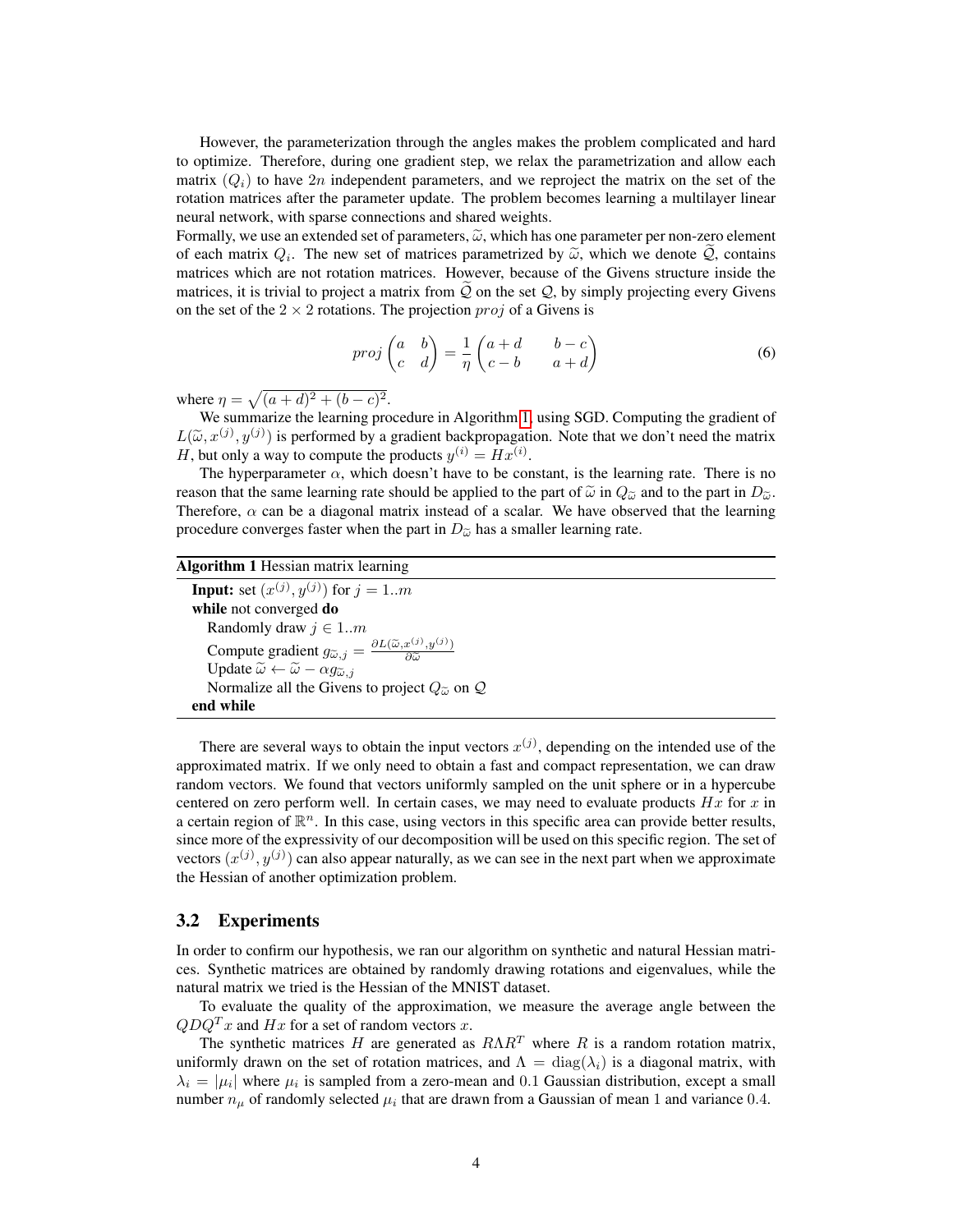However, the parameterization through the angles makes the problem complicated and hard to optimize. Therefore, during one gradient step, we relax the parametrization and allow each matrix $(Q_i)$ to have $2n$ independent parameters, and we reproject the matrix on the set of the rotation matrices after the parameter update. The problem becomes learning a multilayer linear neural network, with sparse connections and shared weights.

Formally, we use an extended set of parameters, $\widetilde{\omega}$, which has one parameter per non-zero element of each matrix $Q_i$. The new set of matrices parametrized by $\widetilde{\omega}$, which we denote $\widetilde{\mathcal{Q}}$, contains matrices which are not rotation matrices. However, because of the Givens structure inside the matrices, it is trivial to project a matrix from $\widetilde{\mathcal{Q}}$ on the set $\mathcal{Q}$, by simply projecting every Givens on the set of the $2 \times 2$ rotations. The projection $proj$ of a Givens is

$$proj \begin{pmatrix} a & b \\ c & d \end{pmatrix} = \frac{1}{\eta} \begin{pmatrix} a+d & b-c \\ c-b & a+d \end{pmatrix} \tag{6}$$

where $\eta = \sqrt{(a+d)^2 + (b-c)^2}$.

We summarize the learning procedure in Algorithm 1, using SGD. Computing the gradient of $L(\widetilde{\omega}, x^{(j)}, y^{(j)})$ is performed by a gradient backpropagation. Note that we don't need the matrix $H$, but only a way to compute the products $y^{(i)} = Hx^{(i)}$.

The hyperparameter $\alpha$, which doesn't have to be constant, is the learning rate. There is no reason that the same learning rate should be applied to the part of $\widetilde{\omega}$ in $Q_{\widetilde{\omega}}$ and to the part in $D_{\widetilde{\omega}}$. Therefore, $\alpha$ can be a diagonal matrix instead of a scalar. We have observed that the learning procedure converges faster when the part in $D_{\widetilde{\omega}}$ has a smaller learning rate.

**Algorithm 1** Hessian matrix learning

**Input:** set $(x^{(j)}, y^{(j)})$ for $j = 1..m$
**while** not converged **do**
  Randomly draw $j \in 1..m$
  Compute gradient $g_{\widetilde{\omega},j} = \frac{\partial L(\widetilde{\omega}, x^{(j)}, y^{(j)})}{\partial \widetilde{\omega}}$
  Update $\widetilde{\omega} \leftarrow \widetilde{\omega} - \alpha g_{\widetilde{\omega},j}$
  Normalize all the Givens to project $Q_{\widetilde{\omega}}$ on $\mathcal{Q}$
**end while**

There are several ways to obtain the input vectors $x^{(j)}$, depending on the intended use of the approximated matrix. If we only need to obtain a fast and compact representation, we can draw random vectors. We found that vectors uniformly sampled on the unit sphere or in a hypercube centered on zero perform well. In certain cases, we may need to evaluate products $Hx$ for $x$ in a certain region of $\mathbb{R}^n$. In this case, using vectors in this specific area can provide better results, since more of the expressivity of our decomposition will be used on this specific region. The set of vectors $(x^{(j)}, y^{(j)})$ can also appear naturally, as we can see in the next part when we approximate the Hessian of another optimization problem.

### 3.2 Experiments

In order to confirm our hypothesis, we ran our algorithm on synthetic and natural Hessian matrices. Synthetic matrices are obtained by randomly drawing rotations and eigenvalues, while the natural matrix we tried is the Hessian of the MNIST dataset.

To evaluate the quality of the approximation, we measure the average angle between the $QDQ^T x$ and $Hx$ for a set of random vectors $x$.

The synthetic matrices $H$ are generated as $R\Lambda R^T$ where $R$ is a random rotation matrix, uniformly drawn on the set of rotation matrices, and $\Lambda = \text{diag}(\lambda_i)$ is a diagonal matrix, with $\lambda_i = |\mu_i|$ where $\mu_i$ is sampled from a zero-mean and $0.1$ Gaussian distribution, except a small number $n_\mu$ of randomly selected $\mu_i$ that are drawn from a Gaussian of mean $1$ and variance $0.4$.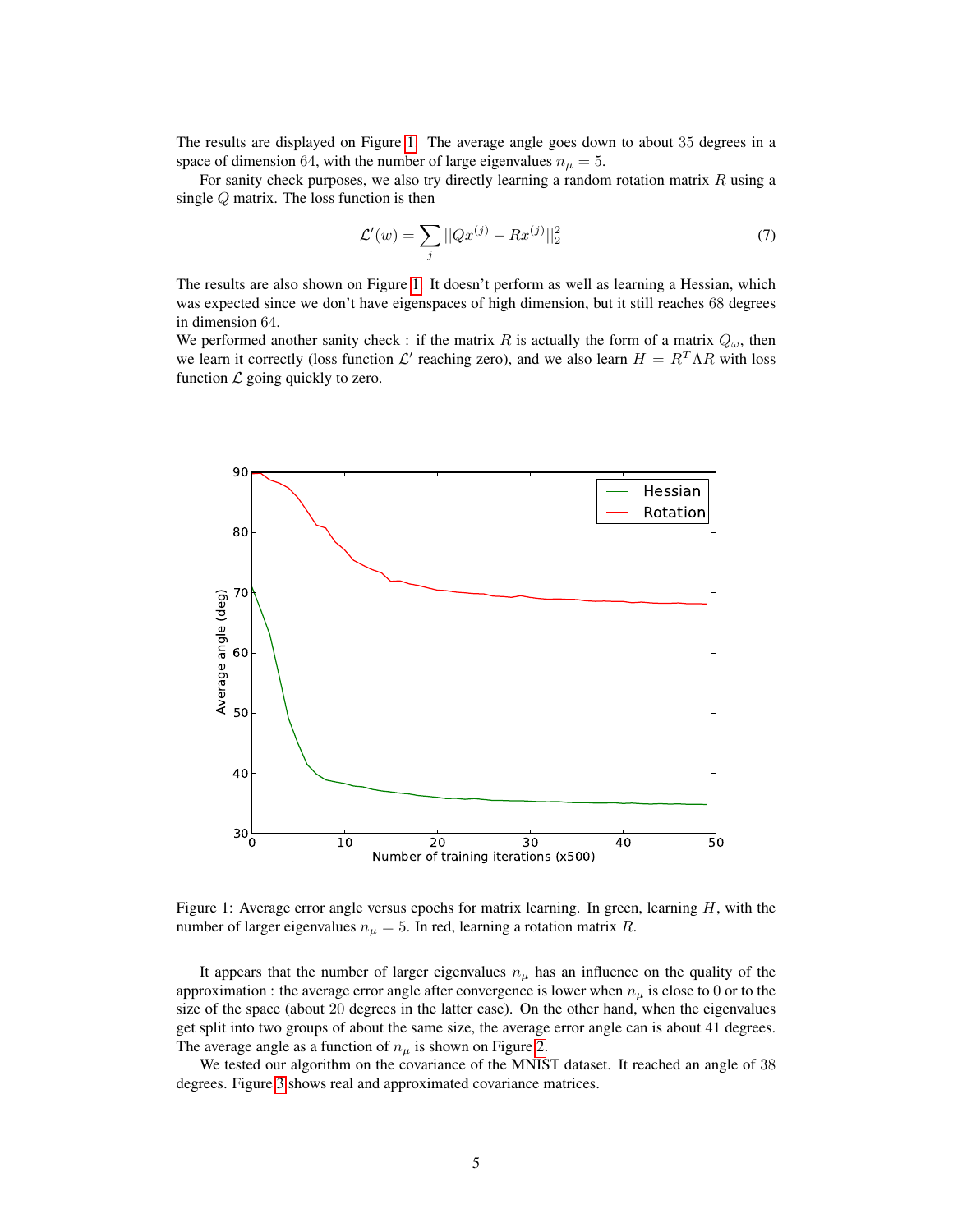The results are displayed on Figure 1. The average angle goes down to about 35 degrees in a space of dimension 64, with the number of large eigenvalues $n_\mu = 5$.

For sanity check purposes, we also try directly learning a random rotation matrix $R$ using a single $Q$ matrix. The loss function is then

$$\mathcal{L}'(w) = \sum_j ||Qx^{(j)} - Rx^{(j)}||_2^2 \tag{7}$$

The results are also shown on Figure 1. It doesn't perform as well as learning a Hessian, which was expected since we don't have eigenspaces of high dimension, but it still reaches 68 degrees in dimension 64.

We performed another sanity check : if the matrix $R$ is actually the form of a matrix $Q_\omega$, then we learn it correctly (loss function $\mathcal{L}'$ reaching zero), and we also learn $H = R^T \Lambda R$ with loss function $\mathcal{L}$ going quickly to zero.

Figure 1: Average error angle versus epochs for matrix learning. In green, learning $H$, with the number of larger eigenvalues $n_\mu = 5$. In red, learning a rotation matrix $R$.

It appears that the number of larger eigenvalues $n_\mu$ has an influence on the quality of the approximation : the average error angle after convergence is lower when $n_\mu$ is close to 0 or to the size of the space (about 20 degrees in the latter case). On the other hand, when the eigenvalues get split into two groups of about the same size, the average error angle can is about 41 degrees. The average angle as a function of $n_\mu$ is shown on Figure 2.

We tested our algorithm on the covariance of the MNIST dataset. It reached an angle of 38 degrees. Figure 3 shows real and approximated covariance matrices.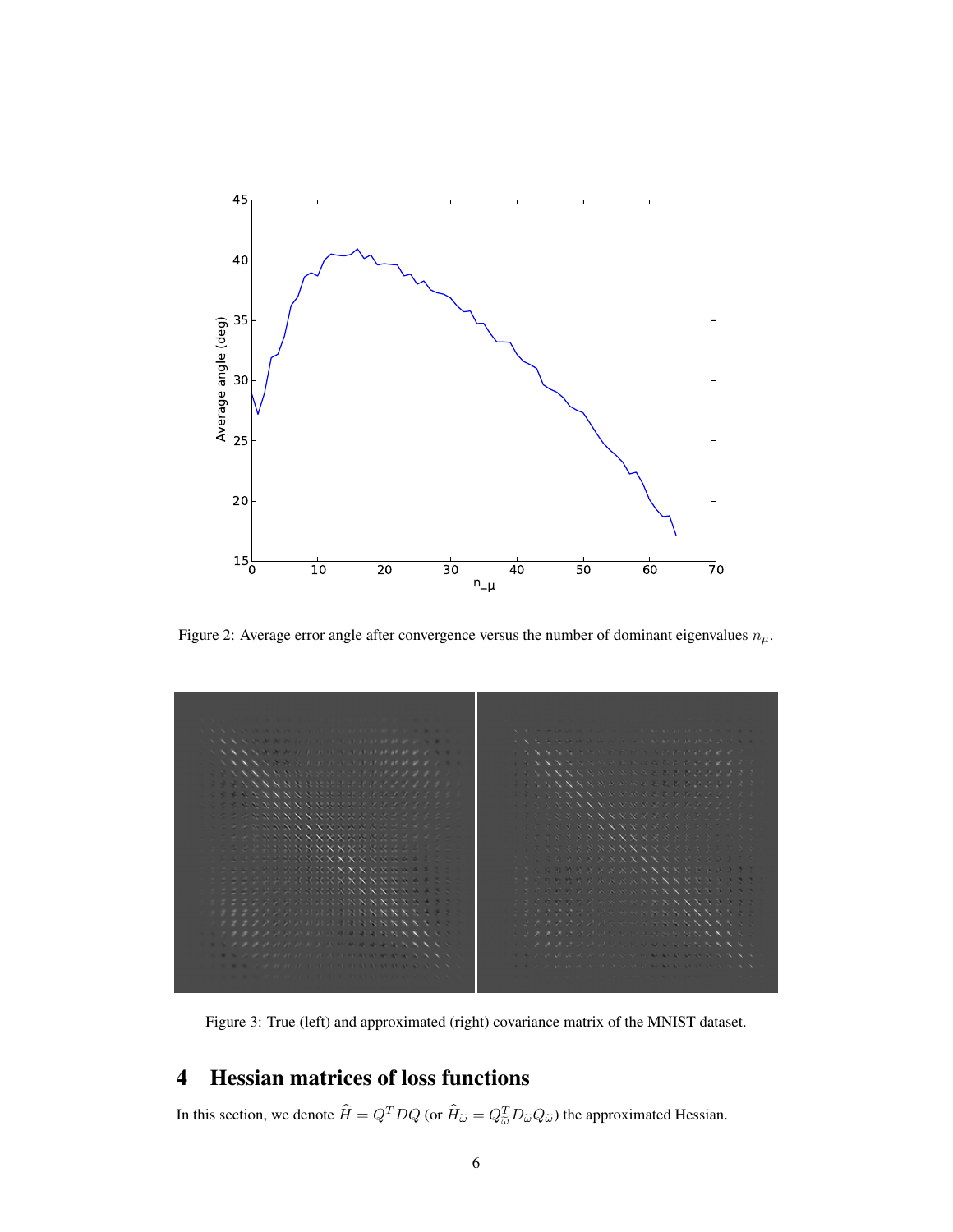Figure 2: Average error angle after convergence versus the number of dominant eigenvalues $n_\mu$.

Figure 3: True (left) and approximated (right) covariance matrix of the MNIST dataset.

# 4 Hessian matrices of loss functions

In this section, we denote $\widehat{H} = Q^T D Q$ (or $\widehat{H}_{\widetilde{\omega}} = Q_{\widetilde{\omega}}^T D_{\widetilde{\omega}} Q_{\widetilde{\omega}}$) the approximated Hessian.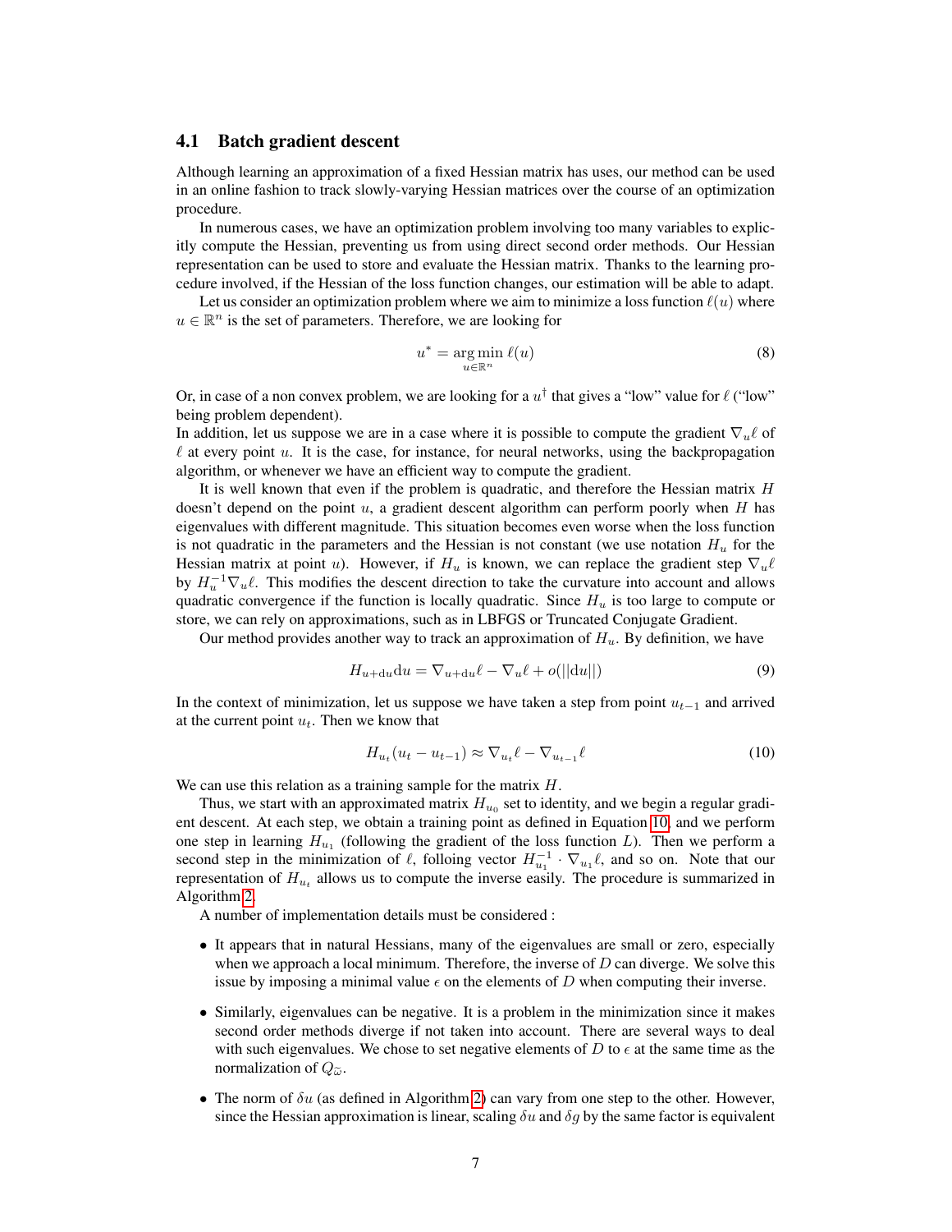## 4.1 Batch gradient descent

Although learning an approximation of a fixed Hessian matrix has uses, our method can be used in an online fashion to track slowly-varying Hessian matrices over the course of an optimization procedure.

In numerous cases, we have an optimization problem involving too many variables to explicitly compute the Hessian, preventing us from using direct second order methods. Our Hessian representation can be used to store and evaluate the Hessian matrix. Thanks to the learning procedure involved, if the Hessian of the loss function changes, our estimation will be able to adapt.

Let us consider an optimization problem where we aim to minimize a loss function $\ell(u)$ where $u \in \mathbb{R}^n$ is the set of parameters. Therefore, we are looking for

$$u^* = \underset{u \in \mathbb{R}^n}{\arg\min}\, \ell(u) \tag{8}$$

Or, in case of a non convex problem, we are looking for a $u^\dagger$ that gives a "low" value for $\ell$ ("low" being problem dependent).
In addition, let us suppose we are in a case where it is possible to compute the gradient $\nabla_u \ell$ of $\ell$ at every point $u$. It is the case, for instance, for neural networks, using the backpropagation algorithm, or whenever we have an efficient way to compute the gradient.

It is well known that even if the problem is quadratic, and therefore the Hessian matrix $H$ doesn't depend on the point $u$, a gradient descent algorithm can perform poorly when $H$ has eigenvalues with different magnitude. This situation becomes even worse when the loss function is not quadratic in the parameters and the Hessian is not constant (we use notation $H_u$ for the Hessian matrix at point $u$). However, if $H_u$ is known, we can replace the gradient step $\nabla_u \ell$ by $H_u^{-1} \nabla_u \ell$. This modifies the descent direction to take the curvature into account and allows quadratic convergence if the function is locally quadratic. Since $H_u$ is too large to compute or store, we can rely on approximations, such as in LBFGS or Truncated Conjugate Gradient.

Our method provides another way to track an approximation of $H_u$. By definition, we have

$$H_{u+\mathrm{d}u} \mathrm{d}u = \nabla_{u+\mathrm{d}u} \ell - \nabla_u \ell + o(||\mathrm{d}u||) \tag{9}$$

In the context of minimization, let us suppose we have taken a step from point $u_{t-1}$ and arrived at the current point $u_t$. Then we know that

$$H_{u_t}(u_t - u_{t-1}) \approx \nabla_{u_t} \ell - \nabla_{u_{t-1}} \ell \tag{10}$$

We can use this relation as a training sample for the matrix $H$.

Thus, we start with an approximated matrix $H_{u_0}$ set to identity, and we begin a regular gradient descent. At each step, we obtain a training point as defined in Equation 10, and we perform one step in learning $H_{u_1}$ (following the gradient of the loss function $L$). Then we perform a second step in the minimization of $\ell$, folloing vector $H_{u_1}^{-1} \cdot \nabla_{u_1} \ell$, and so on. Note that our representation of $H_{u_t}$ allows us to compute the inverse easily. The procedure is summarized in Algorithm 2.

A number of implementation details must be considered :

- It appears that in natural Hessians, many of the eigenvalues are small or zero, especially when we approach a local minimum. Therefore, the inverse of $D$ can diverge. We solve this issue by imposing a minimal value $\epsilon$ on the elements of $D$ when computing their inverse.
- Similarly, eigenvalues can be negative. It is a problem in the minimization since it makes second order methods diverge if not taken into account. There are several ways to deal with such eigenvalues. We chose to set negative elements of $D$ to $\epsilon$ at the same time as the normalization of $Q_{\widetilde{\omega}}$.
- The norm of $\delta u$ (as defined in Algorithm 2) can vary from one step to the other. However, since the Hessian approximation is linear, scaling $\delta u$ and $\delta g$ by the same factor is equivalent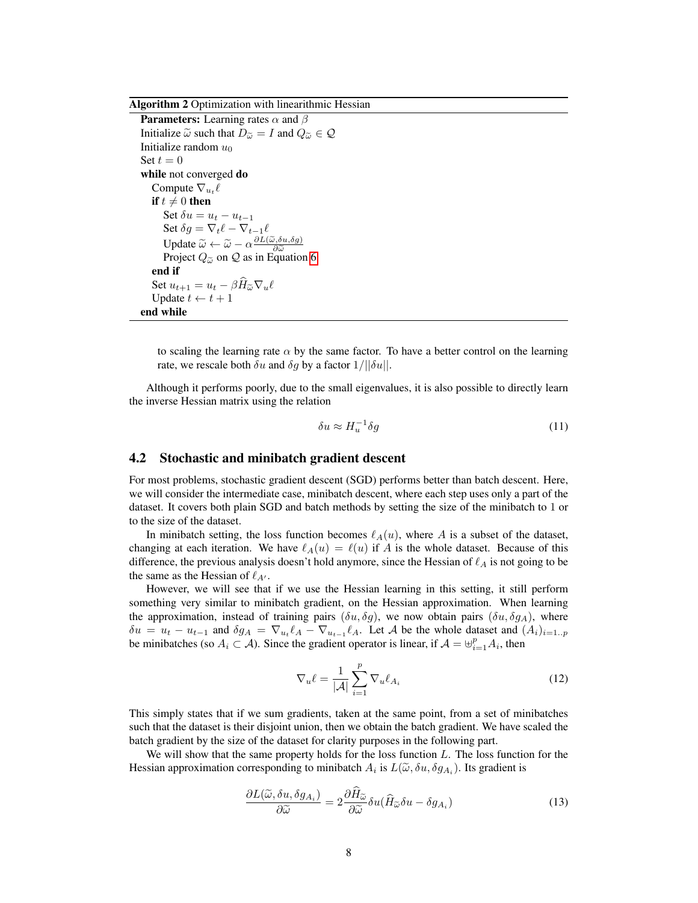**Algorithm 2** Optimization with linearithmic Hessian

```
Parameters: Learning rates α and β
Initialize ω̃ such that D_ω̃ = I and Q_ω̃ ∈ 𝒬
Initialize random u_0
Set t = 0
while not converged do
    Compute ∇_{u_t} ℓ
    if t ≠ 0 then
        Set δu = u_t − u_{t−1}
        Set δg = ∇_t ℓ − ∇_{t−1} ℓ
        Update ω̃ ← ω̃ − α ∂L(ω̃,δu,δg)/∂ω̃
        Project Q_ω̃ on 𝒬 as in Equation 6
    end if
    Set u_{t+1} = u_t − β Ĥ_ω̃ ∇_u ℓ
    Update t ← t + 1
end while
```

to scaling the learning rate $\alpha$ by the same factor. To have a better control on the learning rate, we rescale both $\delta u$ and $\delta g$ by a factor $1/||\delta u||$.

Although it performs poorly, due to the small eigenvalues, it is also possible to directly learn the inverse Hessian matrix using the relation

$$\delta u \approx H_u^{-1} \delta g \tag{11}$$

## 4.2 Stochastic and minibatch gradient descent

For most problems, stochastic gradient descent (SGD) performs better than batch descent. Here, we will consider the intermediate case, minibatch descent, where each step uses only a part of the dataset. It covers both plain SGD and batch methods by setting the size of the minibatch to 1 or to the size of the dataset.

In minibatch setting, the loss function becomes $\ell_A(u)$, where $A$ is a subset of the dataset, changing at each iteration. We have $\ell_A(u) = \ell(u)$ if $A$ is the whole dataset. Because of this difference, the previous analysis doesn't hold anymore, since the Hessian of $\ell_A$ is not going to be the same as the Hessian of $\ell_{A'}$.

However, we will see that if we use the Hessian learning in this setting, it still perform something very similar to minibatch gradient, on the Hessian approximation. When learning the approximation, instead of training pairs $(\delta u, \delta g)$, we now obtain pairs $(\delta u, \delta g_A)$, where $\delta u = u_t - u_{t-1}$ and $\delta g_A = \nabla_{u_t} \ell_A - \nabla_{u_{t-1}} \ell_A$. Let $\mathcal{A}$ be the whole dataset and $(A_i)_{i=1..p}$ be minibatches (so $A_i \subset \mathcal{A}$). Since the gradient operator is linear, if $\mathcal{A} = \uplus_{i=1}^p A_i$, then

$$\nabla_u \ell = \frac{1}{|\mathcal{A}|} \sum_{i=1}^{p} \nabla_u \ell_{A_i} \tag{12}$$

This simply states that if we sum gradients, taken at the same point, from a set of minibatches such that the dataset is their disjoint union, then we obtain the batch gradient. We have scaled the batch gradient by the size of the dataset for clarity purposes in the following part.

We will show that the same property holds for the loss function $L$. The loss function for the Hessian approximation corresponding to minibatch $A_i$ is $L(\widetilde{\omega}, \delta u, \delta g_{A_i})$. Its gradient is

$$\frac{\partial L(\widetilde{\omega}, \delta u, \delta g_{A_i})}{\partial \widetilde{\omega}} = 2 \frac{\partial \widehat{H}_{\widetilde{\omega}}}{\partial \widetilde{\omega}} \delta u (\widehat{H}_{\widetilde{\omega}} \delta u - \delta g_{A_i}) \tag{13}$$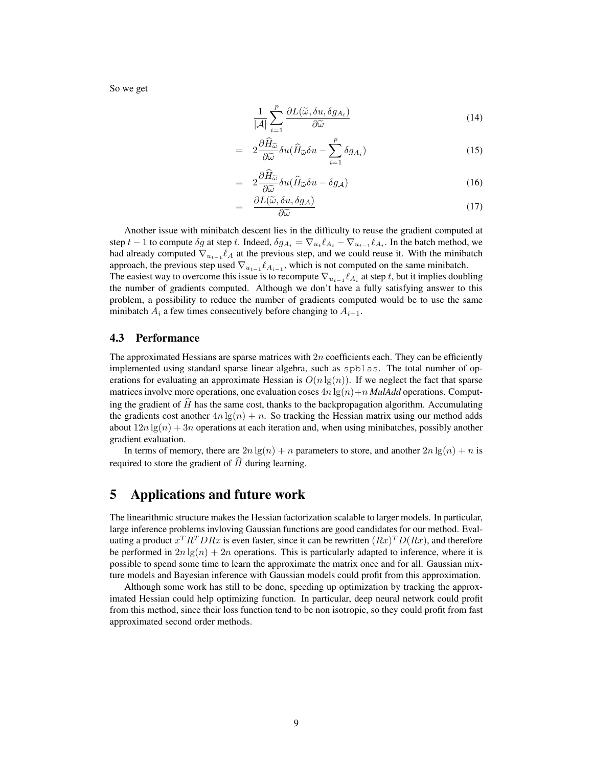So we get

$$\frac{1}{|\mathcal{A}|}\sum_{i=1}^{p}\frac{\partial L(\widetilde{\omega},\delta u,\delta g_{A_i})}{\partial\widetilde{\omega}} \tag{14}$$

$$= \quad 2\frac{\partial\widehat{H}_{\widetilde{\omega}}}{\partial\widetilde{\omega}}\delta u(\widehat{H}_{\widetilde{\omega}}\delta u-\sum_{i=1}^{p}\delta g_{A_i}) \tag{15}$$

$$= \quad 2\frac{\partial\widehat{H}_{\widetilde{\omega}}}{\partial\widetilde{\omega}}\delta u(\widehat{H}_{\widetilde{\omega}}\delta u-\delta g_{\mathcal{A}}) \tag{16}$$

$$= \quad \frac{\partial L(\widetilde{\omega},\delta u,\delta g_{\mathcal{A}})}{\partial\widetilde{\omega}} \tag{17}$$

Another issue with minibatch descent lies in the difficulty to reuse the gradient computed at step $t-1$ to compute $\delta g$ at step $t$. Indeed, $\delta g_{A_i} = \nabla_{u_t}\ell_{A_i} - \nabla_{u_{t-1}}\ell_{A_i}$. In the batch method, we had already computed $\nabla_{u_{t-1}}\ell_A$ at the previous step, and we could reuse it. With the minibatch approach, the previous step used $\nabla_{u_{t-1}}\ell_{A_{i-1}}$, which is not computed on the same minibatch.
The easiest way to overcome this issue is to recompute $\nabla_{u_{t-1}}\ell_{A_i}$ at step $t$, but it implies doubling the number of gradients computed. Although we don't have a fully satisfying answer to this problem, a possibility to reduce the number of gradients computed would be to use the same minibatch $A_i$ a few times consecutively before changing to $A_{i+1}$.

### 4.3 Performance

The approximated Hessians are sparse matrices with $2n$ coefficients each. They can be efficiently implemented using standard sparse linear algebra, such as `spblas`. The total number of operations for evaluating an approximate Hessian is $O(n\lg(n))$. If we neglect the fact that sparse matrices involve more operations, one evaluation coses $4n\lg(n)+n$ *MulAdd* operations. Computing the gradient of $\widehat{H}$ has the same cost, thanks to the backpropagation algorithm. Accumulating the gradients cost another $4n\lg(n)+n$. So tracking the Hessian matrix using our method adds about $12n\lg(n)+3n$ operations at each iteration and, when using minibatches, possibly another gradient evaluation.

In terms of memory, there are $2n\lg(n)+n$ parameters to store, and another $2n\lg(n)+n$ is required to store the gradient of $\widehat{H}$ during learning.

## 5 Applications and future work

The linearithmic structure makes the Hessian factorization scalable to larger models. In particular, large inference problems invloving Gaussian functions are good candidates for our method. Evaluating a product $x^TR^TDRx$ is even faster, since it can be rewritten $(Rx)^TD(Rx)$, and therefore be performed in $2n\lg(n)+2n$ operations. This is particularly adapted to inference, where it is possible to spend some time to learn the approximate the matrix once and for all. Gaussian mixture models and Bayesian inference with Gaussian models could profit from this approximation.

Although some work has still to be done, speeding up optimization by tracking the approximated Hessian could help optimizing function. In particular, deep neural network could profit from this method, since their loss function tend to be non isotropic, so they could profit from fast approximated second order methods.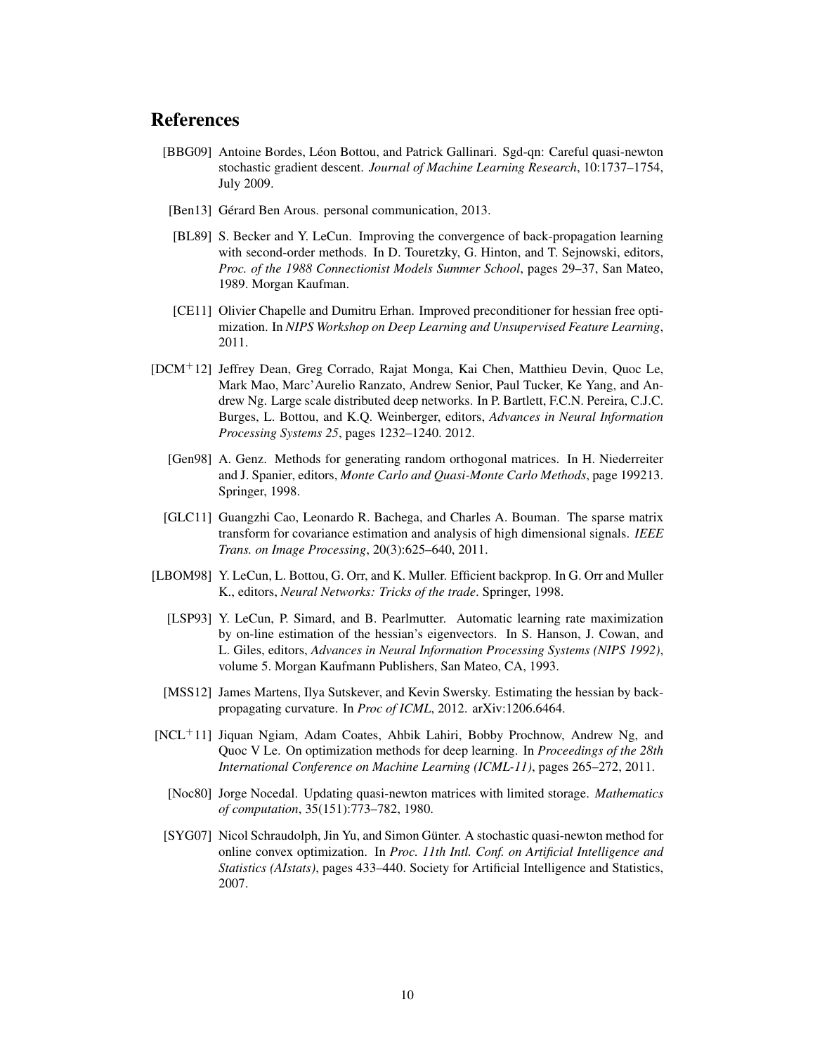## References

[BBG09] Antoine Bordes, Léon Bottou, and Patrick Gallinari. Sgd-qn: Careful quasi-newton stochastic gradient descent. *Journal of Machine Learning Research*, 10:1737–1754, July 2009.

[Ben13] Gérard Ben Arous. personal communication, 2013.

[BL89] S. Becker and Y. LeCun. Improving the convergence of back-propagation learning with second-order methods. In D. Touretzky, G. Hinton, and T. Sejnowski, editors, *Proc. of the 1988 Connectionist Models Summer School*, pages 29–37, San Mateo, 1989. Morgan Kaufman.

[CE11] Olivier Chapelle and Dumitru Erhan. Improved preconditioner for hessian free optimization. In *NIPS Workshop on Deep Learning and Unsupervised Feature Learning*, 2011.

[DCM+12] Jeffrey Dean, Greg Corrado, Rajat Monga, Kai Chen, Matthieu Devin, Quoc Le, Mark Mao, Marc'Aurelio Ranzato, Andrew Senior, Paul Tucker, Ke Yang, and Andrew Ng. Large scale distributed deep networks. In P. Bartlett, F.C.N. Pereira, C.J.C. Burges, L. Bottou, and K.Q. Weinberger, editors, *Advances in Neural Information Processing Systems 25*, pages 1232–1240. 2012.

[Gen98] A. Genz. Methods for generating random orthogonal matrices. In H. Niederreiter and J. Spanier, editors, *Monte Carlo and Quasi-Monte Carlo Methods*, page 199213. Springer, 1998.

[GLC11] Guangzhi Cao, Leonardo R. Bachega, and Charles A. Bouman. The sparse matrix transform for covariance estimation and analysis of high dimensional signals. *IEEE Trans. on Image Processing*, 20(3):625–640, 2011.

[LBOM98] Y. LeCun, L. Bottou, G. Orr, and K. Muller. Efficient backprop. In G. Orr and Muller K., editors, *Neural Networks: Tricks of the trade*. Springer, 1998.

[LSP93] Y. LeCun, P. Simard, and B. Pearlmutter. Automatic learning rate maximization by on-line estimation of the hessian's eigenvectors. In S. Hanson, J. Cowan, and L. Giles, editors, *Advances in Neural Information Processing Systems (NIPS 1992)*, volume 5. Morgan Kaufmann Publishers, San Mateo, CA, 1993.

[MSS12] James Martens, Ilya Sutskever, and Kevin Swersky. Estimating the hessian by back-propagating curvature. In *Proc of ICML*, 2012. arXiv:1206.6464.

[NCL+11] Jiquan Ngiam, Adam Coates, Ahbik Lahiri, Bobby Prochnow, Andrew Ng, and Quoc V Le. On optimization methods for deep learning. In *Proceedings of the 28th International Conference on Machine Learning (ICML-11)*, pages 265–272, 2011.

[Noc80] Jorge Nocedal. Updating quasi-newton matrices with limited storage. *Mathematics of computation*, 35(151):773–782, 1980.

[SYG07] Nicol Schraudolph, Jin Yu, and Simon Günter. A stochastic quasi-newton method for online convex optimization. In *Proc. 11th Intl. Conf. on Artificial Intelligence and Statistics (AIstats)*, pages 433–440. Society for Artificial Intelligence and Statistics, 2007.